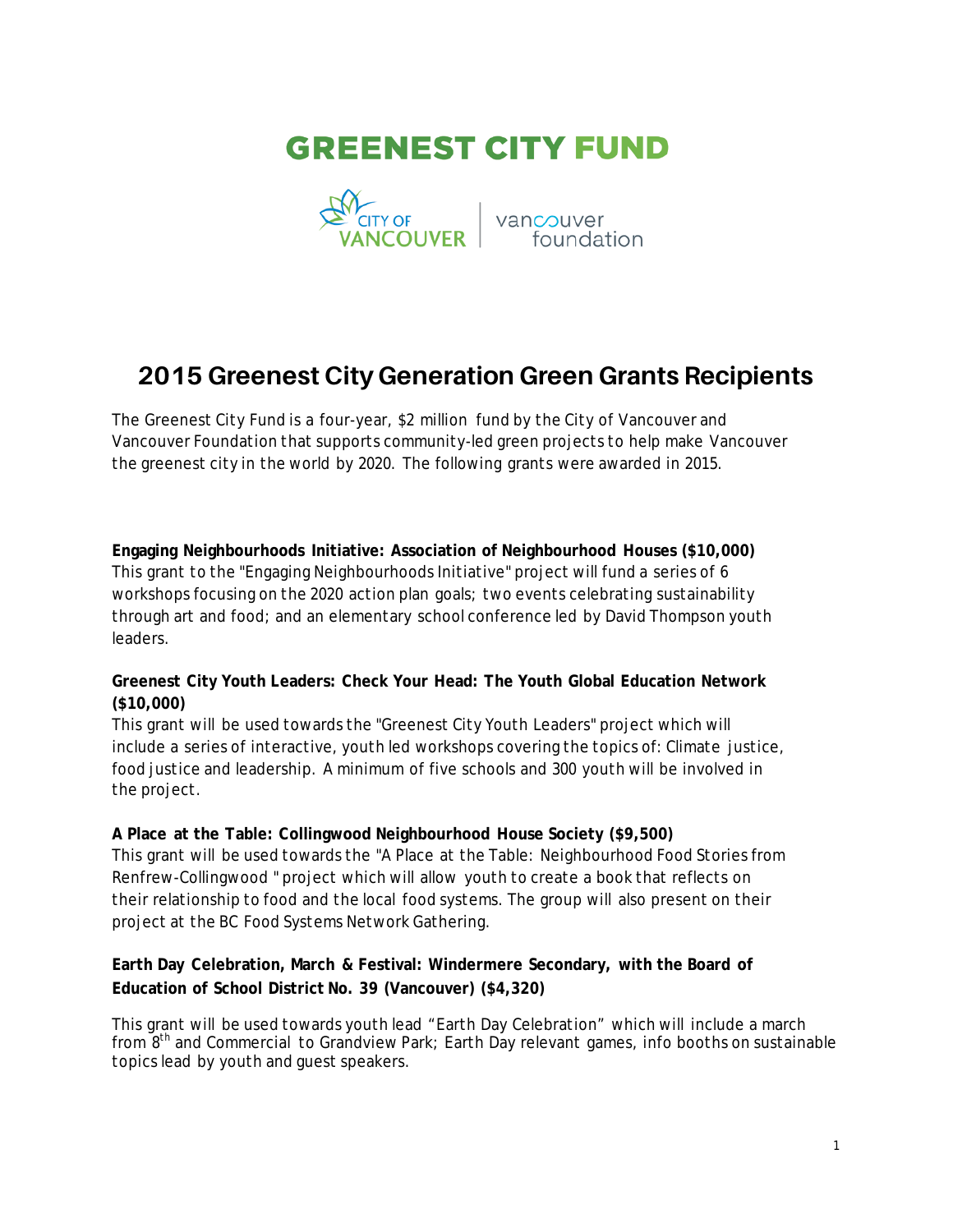# GREENEST CITY FUND

CITY OF VANCOUVER | vancouver foundation

## 2015 Greenest City Generation Green Grants Recipients

The Greenest City Fund is a four-year, $2 million fund by the City of Vancouver and Vancouver Foundation that supports community-led green projects to help make Vancouver the greenest city in the world by 2020. The following grants were awarded in 2015.

**Engaging Neighbourhoods Initiative: Association of Neighbourhood Houses ($10,000)**
This grant to the "Engaging Neighbourhoods Initiative" project will fund a series of 6 workshops focusing on the 2020 action plan goals; two events celebrating sustainability through art and food; and an elementary school conference led by David Thompson youth leaders.

**Greenest City Youth Leaders: Check Your Head: The Youth Global Education Network ($10,000)**
This grant will be used towards the "Greenest City Youth Leaders" project which will include a series of interactive, youth led workshops covering the topics of: Climate justice, food justice and leadership. A minimum of five schools and 300 youth will be involved in the project.

**A Place at the Table: Collingwood Neighbourhood House Society ($9,500)**
This grant will be used towards the "A Place at the Table: Neighbourhood Food Stories from Renfrew-Collingwood " project which will allow youth to create a book that reflects on their relationship to food and the local food systems. The group will also present on their project at the BC Food Systems Network Gathering.

**Earth Day Celebration, March & Festival: Windermere Secondary, with the Board of Education of School District No. 39 (Vancouver) ($4,320)**

This grant will be used towards youth lead "Earth Day Celebration" which will include a march from 8th and Commercial to Grandview Park; Earth Day relevant games, info booths on sustainable topics lead by youth and guest speakers.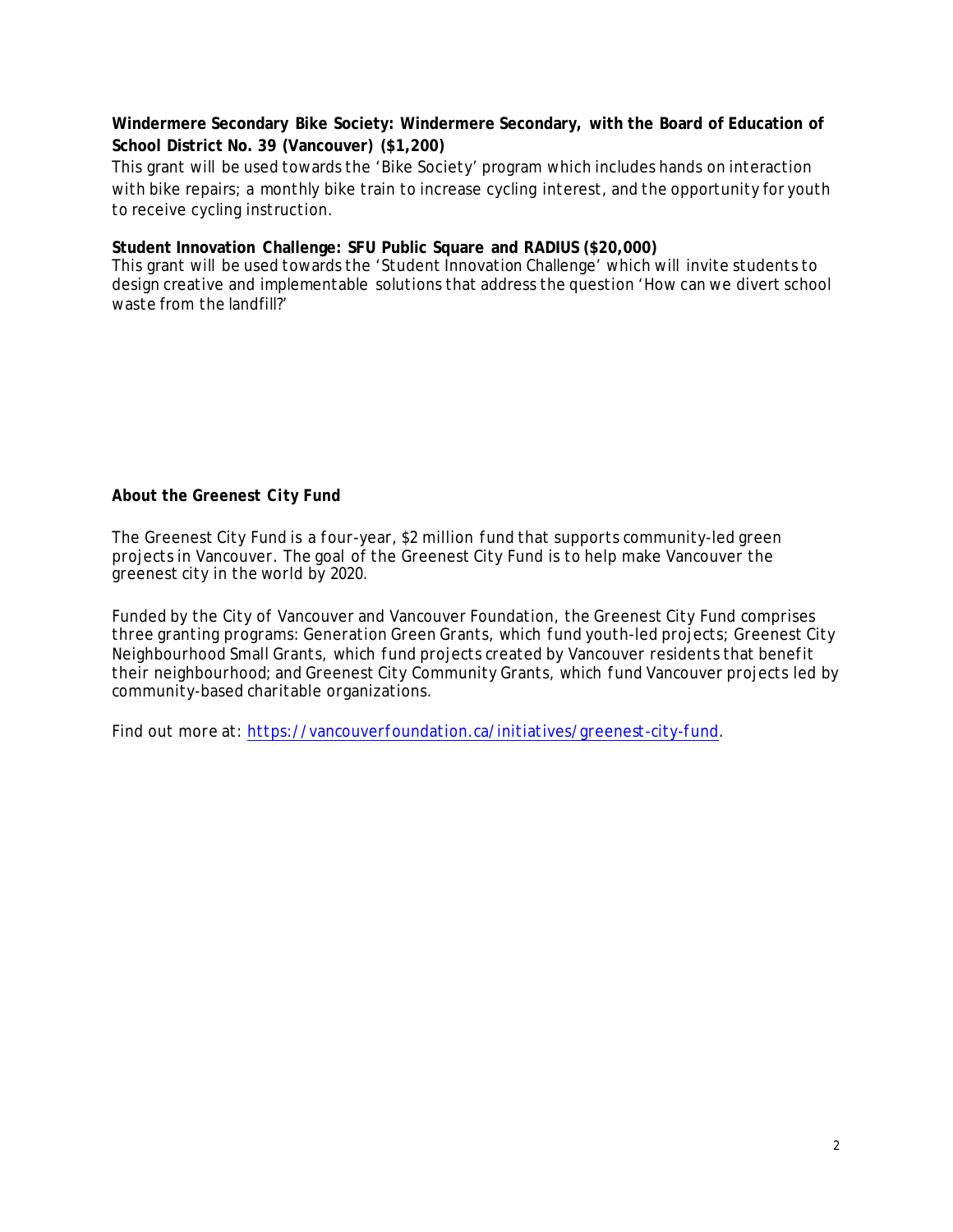**Windermere Secondary Bike Society: Windermere Secondary, with the Board of Education of School District No. 39 (Vancouver) ($1,200)**

This grant will be used towards the 'Bike Society' program which includes hands on interaction with bike repairs; a monthly bike train to increase cycling interest, and the opportunity for youth to receive cycling instruction.

**Student Innovation Challenge: SFU Public Square and RADIUS ($20,000)**

This grant will be used towards the 'Student Innovation Challenge' which will invite students to design creative and implementable solutions that address the question 'How can we divert school waste from the landfill?'

**About the Greenest City Fund**

The Greenest City Fund is a four-year, $2 million fund that supports community-led green projects in Vancouver. The goal of the Greenest City Fund is to help make Vancouver the greenest city in the world by 2020.

Funded by the City of Vancouver and Vancouver Foundation, the Greenest City Fund comprises three granting programs: Generation Green Grants, which fund youth-led projects; Greenest City Neighbourhood Small Grants, which fund projects created by Vancouver residents that benefit their neighbourhood; and Greenest City Community Grants, which fund Vancouver projects led by community-based charitable organizations.

Find out more at: https://vancouverfoundation.ca/initiatives/greenest-city-fund.